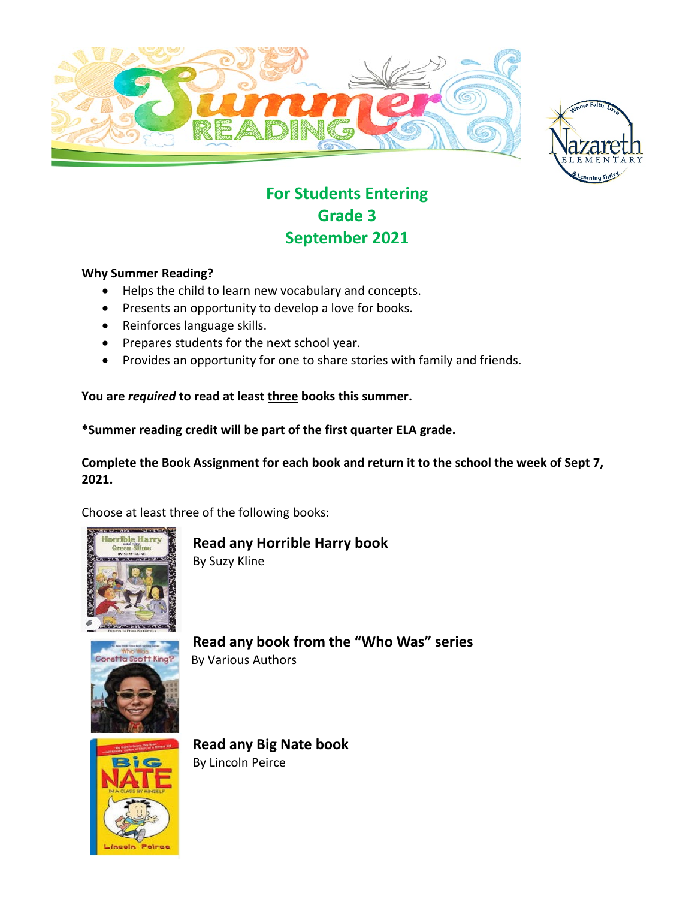# Summer Reading

## For Students Entering Grade 3 September 2021

**Why Summer Reading?**

- Helps the child to learn new vocabulary and concepts.
- Presents an opportunity to develop a love for books.
- Reinforces language skills.
- Prepares students for the next school year.
- Provides an opportunity for one to share stories with family and friends.

**You are *required* to read at least <u>three</u> books this summer.**

**\*Summer reading credit will be part of the first quarter ELA grade.**

**Complete the Book Assignment for each book and return it to the school the week of Sept 7, 2021.**

Choose at least three of the following books:

**Read any Horrible Harry book**
By Suzy Kline

**Read any book from the "Who Was" series**
By Various Authors

**Read any Big Nate book**
By Lincoln Peirce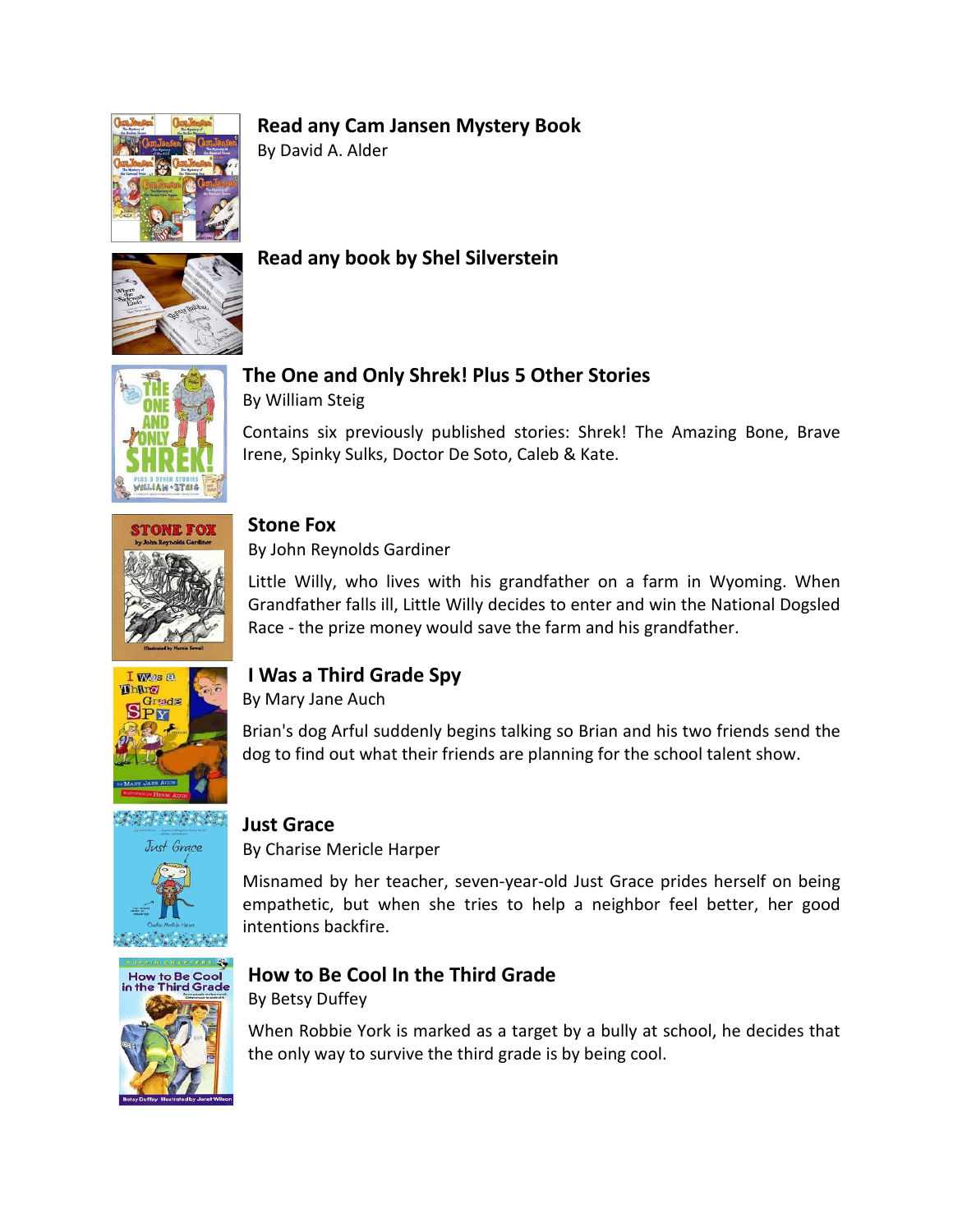### Read any Cam Jansen Mystery Book

By David A. Alder

### Read any book by Shel Silverstein

### The One and Only Shrek! Plus 5 Other Stories

By William Steig

Contains six previously published stories: Shrek! The Amazing Bone, Brave Irene, Spinky Sulks, Doctor De Soto, Caleb & Kate.

### Stone Fox

By John Reynolds Gardiner

Little Willy, who lives with his grandfather on a farm in Wyoming. When Grandfather falls ill, Little Willy decides to enter and win the National Dogsled Race - the prize money would save the farm and his grandfather.

### I Was a Third Grade Spy

By Mary Jane Auch

Brian's dog Arful suddenly begins talking so Brian and his two friends send the dog to find out what their friends are planning for the school talent show.

### Just Grace

By Charise Mericle Harper

Misnamed by her teacher, seven-year-old Just Grace prides herself on being empathetic, but when she tries to help a neighbor feel better, her good intentions backfire.

### How to Be Cool In the Third Grade

By Betsy Duffey

When Robbie York is marked as a target by a bully at school, he decides that the only way to survive the third grade is by being cool.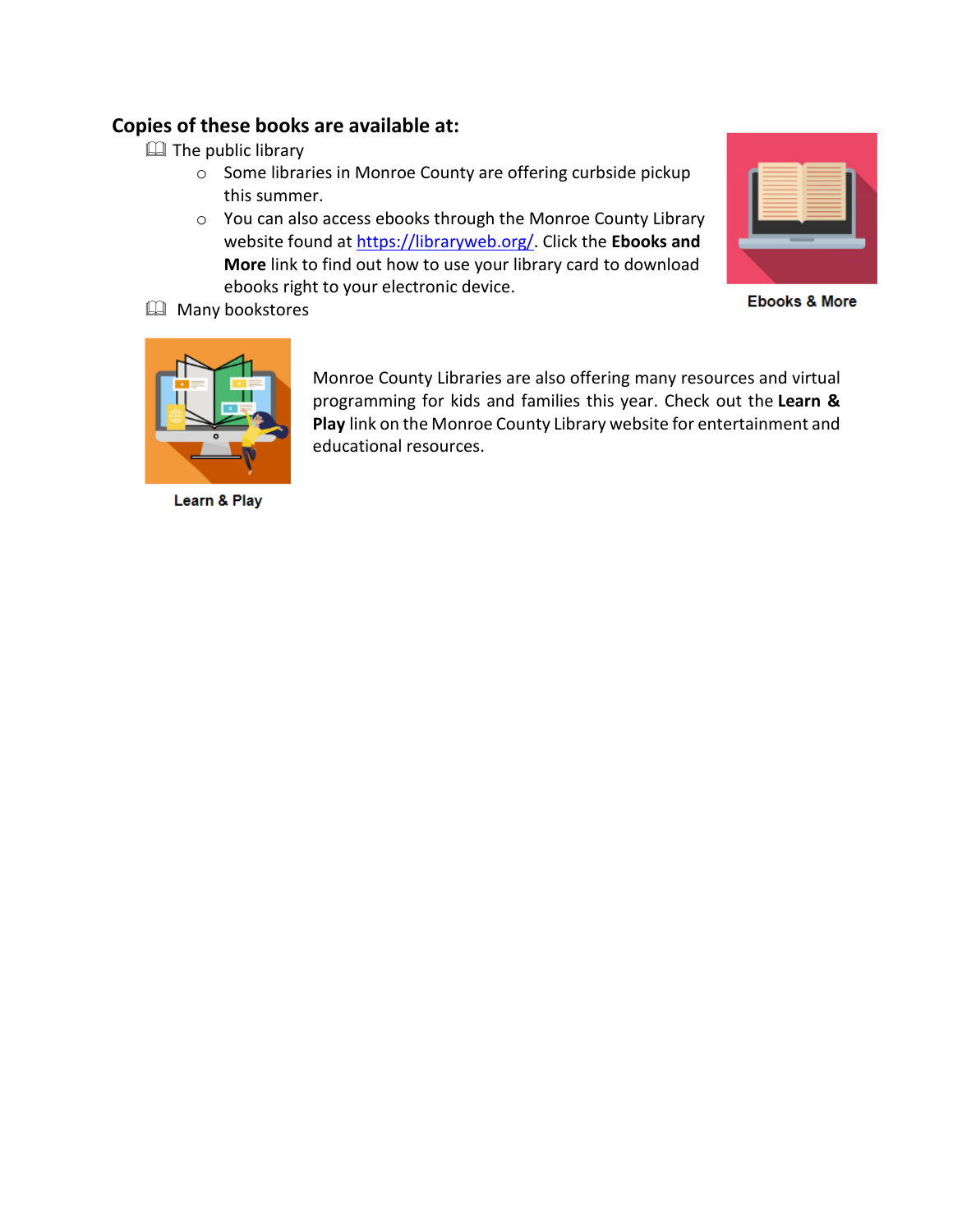## Copies of these books are available at:

- The public library
  - Some libraries in Monroe County are offering curbside pickup this summer.
  - You can also access ebooks through the Monroe County Library website found at [https://libraryweb.org/](https://libraryweb.org/). Click the **Ebooks and More** link to find out how to use your library card to download ebooks right to your electronic device.
- Many bookstores

Ebooks & More

Monroe County Libraries are also offering many resources and virtual programming for kids and families this year. Check out the **Learn & Play** link on the Monroe County Library website for entertainment and educational resources.

Learn & Play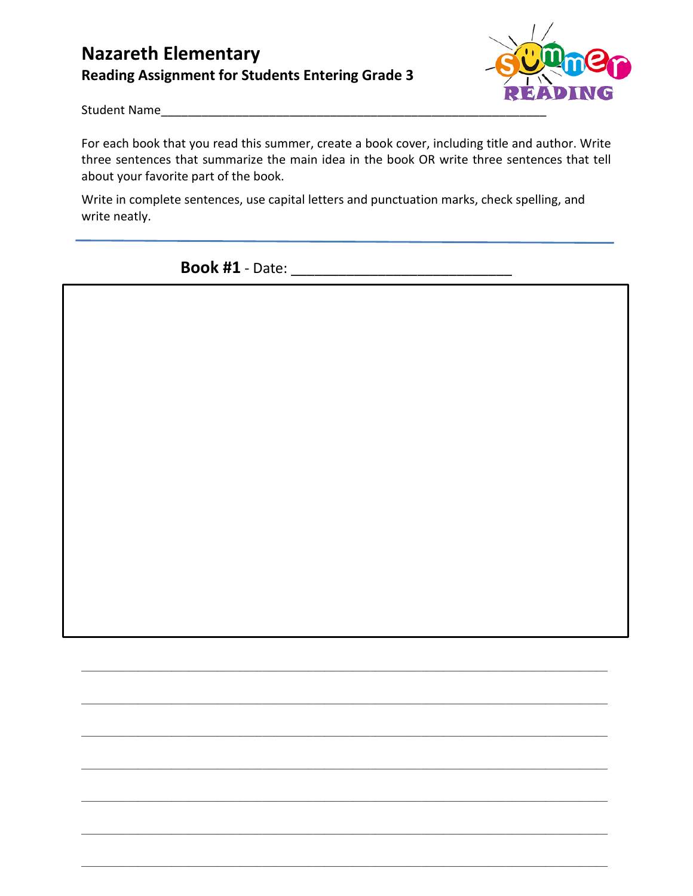# Nazareth Elementary

## Reading Assignment for Students Entering Grade 3

Student Name_______________________________________________________

For each book that you read this summer, create a book cover, including title and author. Write three sentences that summarize the main idea in the book OR write three sentences that tell about your favorite part of the book.

Write in complete sentences, use capital letters and punctuation marks, check spelling, and write neatly.

---

**Book #1** - Date: ___________________________

_____________________________________________________________________________

_____________________________________________________________________________

_____________________________________________________________________________

_____________________________________________________________________________

_____________________________________________________________________________

_____________________________________________________________________________

_____________________________________________________________________________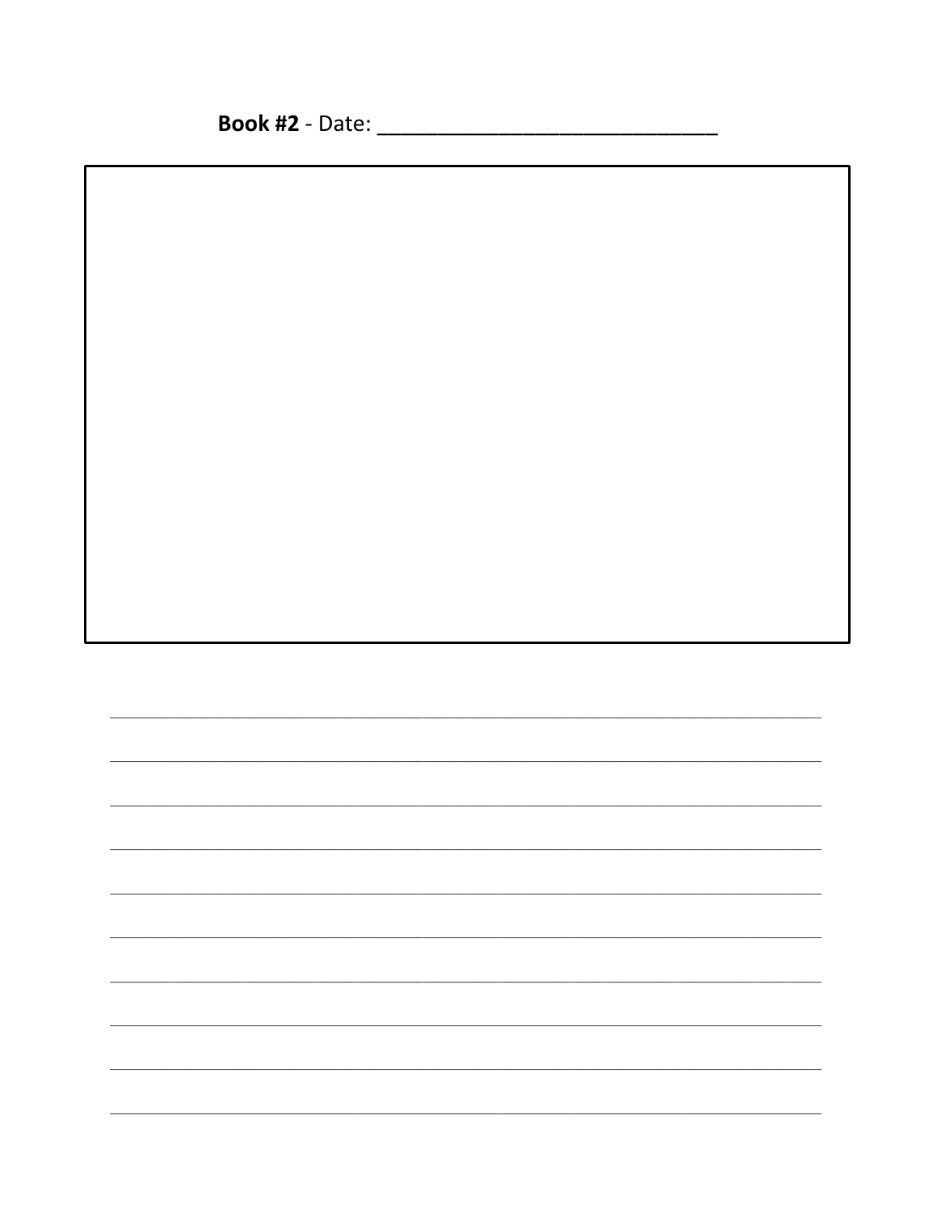**Book #2** - Date: ______________________________

______________________________________________________________________

______________________________________________________________________

______________________________________________________________________

______________________________________________________________________

______________________________________________________________________

______________________________________________________________________

______________________________________________________________________

______________________________________________________________________

______________________________________________________________________

______________________________________________________________________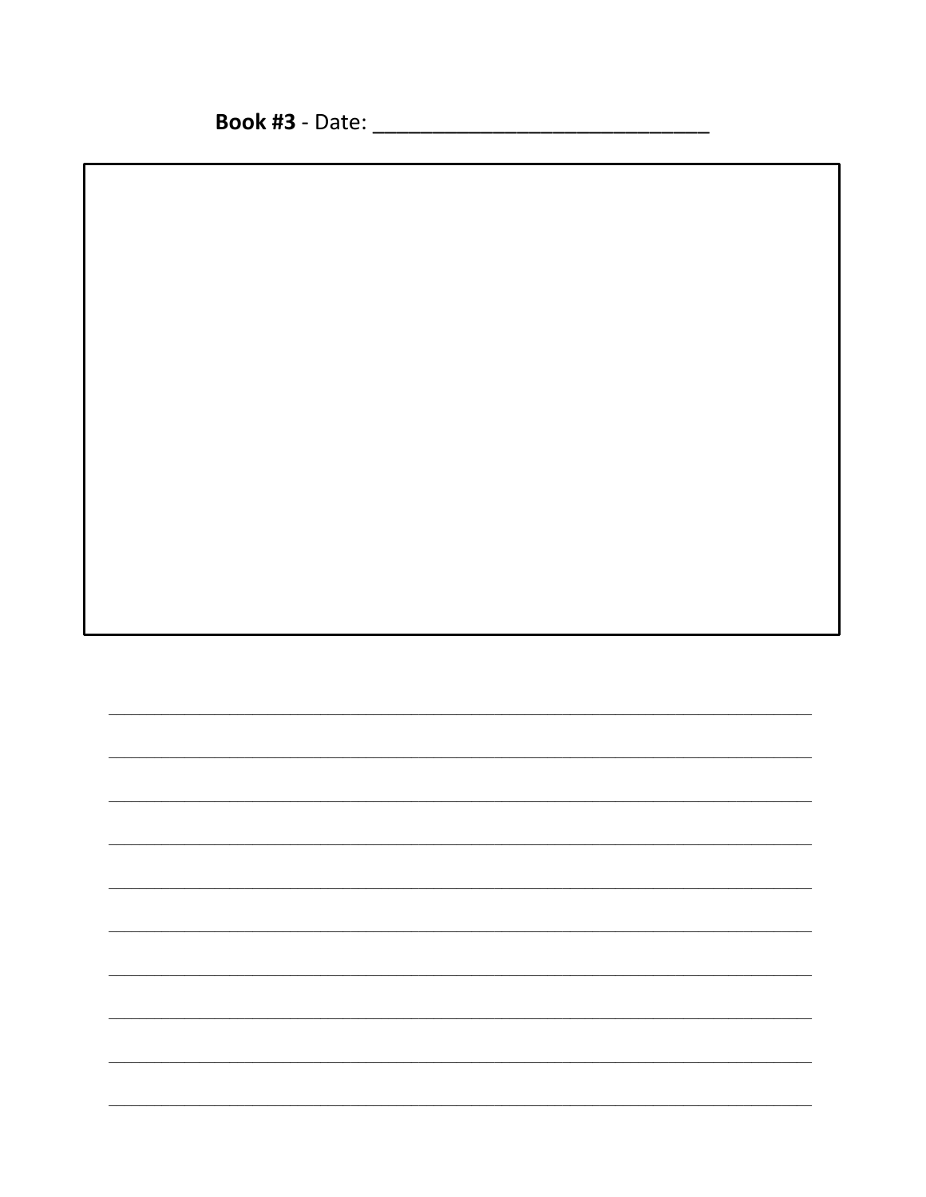**Book #3** - Date: ______________________________